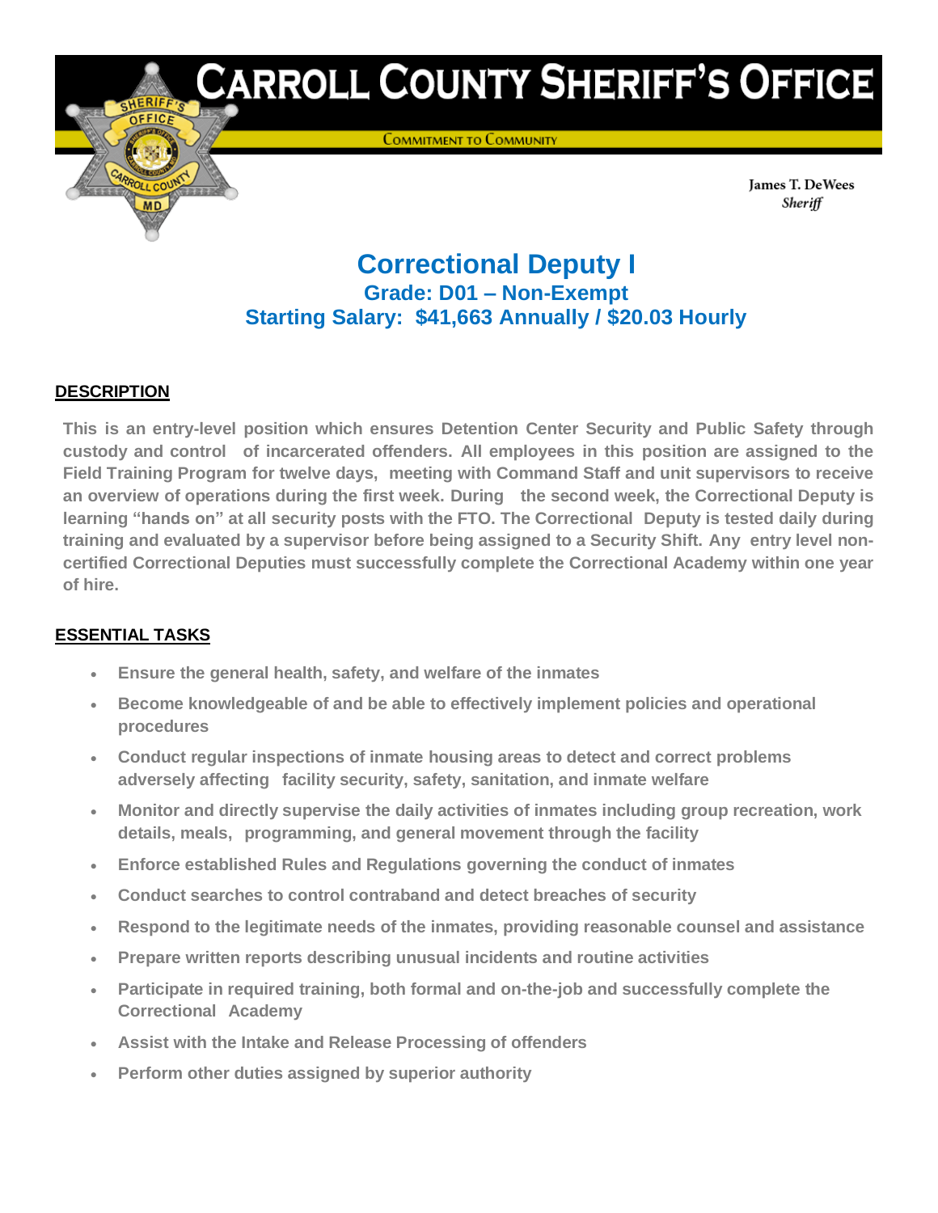# CARROLL COUNTY SHERIFF'S OFFICE

COMMITMENT TO COMMUNITY

James T. DeWees
*Sheriff*

## Correctional Deputy I

### Grade: D01 – Non-Exempt

### Starting Salary: $41,663 Annually / $20.03 Hourly

**DESCRIPTION**

**This is an entry-level position which ensures Detention Center Security and Public Safety through custody and control of incarcerated offenders. All employees in this position are assigned to the Field Training Program for twelve days, meeting with Command Staff and unit supervisors to receive an overview of operations during the first week. During the second week, the Correctional Deputy is learning "hands on" at all security posts with the FTO. The Correctional Deputy is tested daily during training and evaluated by a supervisor before being assigned to a Security Shift. Any entry level non-certified Correctional Deputies must successfully complete the Correctional Academy within one year of hire.**

**ESSENTIAL TASKS**

- **Ensure the general health, safety, and welfare of the inmates**
- **Become knowledgeable of and be able to effectively implement policies and operational procedures**
- **Conduct regular inspections of inmate housing areas to detect and correct problems adversely affecting facility security, safety, sanitation, and inmate welfare**
- **Monitor and directly supervise the daily activities of inmates including group recreation, work details, meals, programming, and general movement through the facility**
- **Enforce established Rules and Regulations governing the conduct of inmates**
- **Conduct searches to control contraband and detect breaches of security**
- **Respond to the legitimate needs of the inmates, providing reasonable counsel and assistance**
- **Prepare written reports describing unusual incidents and routine activities**
- **Participate in required training, both formal and on-the-job and successfully complete the Correctional Academy**
- **Assist with the Intake and Release Processing of offenders**
- **Perform other duties assigned by superior authority**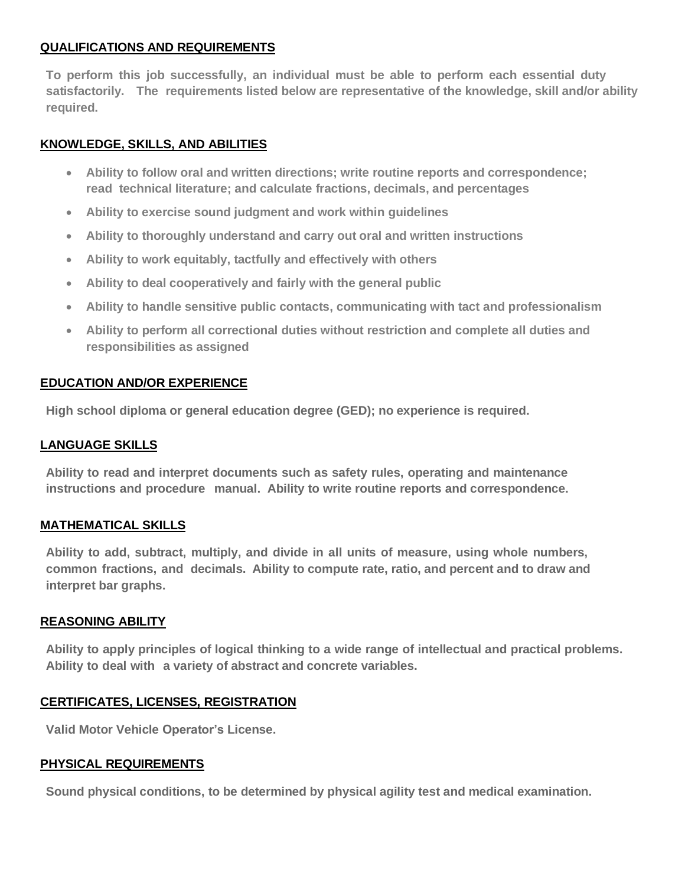## QUALIFICATIONS AND REQUIREMENTS

**To perform this job successfully, an individual must be able to perform each essential duty satisfactorily. The requirements listed below are representative of the knowledge, skill and/or ability required.**

## KNOWLEDGE, SKILLS, AND ABILITIES

- **Ability to follow oral and written directions; write routine reports and correspondence; read technical literature; and calculate fractions, decimals, and percentages**
- **Ability to exercise sound judgment and work within guidelines**
- **Ability to thoroughly understand and carry out oral and written instructions**
- **Ability to work equitably, tactfully and effectively with others**
- **Ability to deal cooperatively and fairly with the general public**
- **Ability to handle sensitive public contacts, communicating with tact and professionalism**
- **Ability to perform all correctional duties without restriction and complete all duties and responsibilities as assigned**

## EDUCATION AND/OR EXPERIENCE

**High school diploma or general education degree (GED); no experience is required.**

## LANGUAGE SKILLS

**Ability to read and interpret documents such as safety rules, operating and maintenance instructions and procedure manual. Ability to write routine reports and correspondence.**

## MATHEMATICAL SKILLS

**Ability to add, subtract, multiply, and divide in all units of measure, using whole numbers, common fractions, and decimals. Ability to compute rate, ratio, and percent and to draw and interpret bar graphs.**

## REASONING ABILITY

**Ability to apply principles of logical thinking to a wide range of intellectual and practical problems. Ability to deal with a variety of abstract and concrete variables.**

## CERTIFICATES, LICENSES, REGISTRATION

**Valid Motor Vehicle Operator's License.**

## PHYSICAL REQUIREMENTS

**Sound physical conditions, to be determined by physical agility test and medical examination.**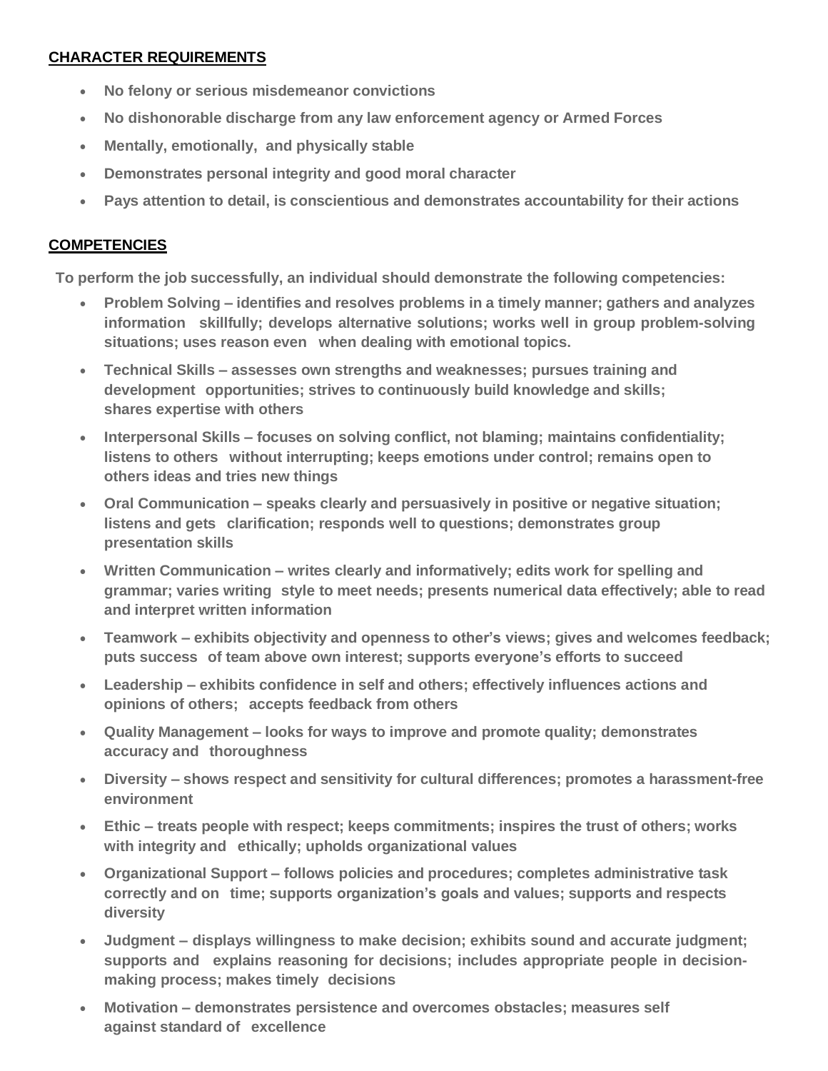## CHARACTER REQUIREMENTS

- **No felony or serious misdemeanor convictions**
- **No dishonorable discharge from any law enforcement agency or Armed Forces**
- **Mentally, emotionally, and physically stable**
- **Demonstrates personal integrity and good moral character**
- **Pays attention to detail, is conscientious and demonstrates accountability for their actions**

## COMPETENCIES

**To perform the job successfully, an individual should demonstrate the following competencies:**

- **Problem Solving – identifies and resolves problems in a timely manner; gathers and analyzes information skillfully; develops alternative solutions; works well in group problem-solving situations; uses reason even when dealing with emotional topics.**
- **Technical Skills – assesses own strengths and weaknesses; pursues training and development opportunities; strives to continuously build knowledge and skills; shares expertise with others**
- **Interpersonal Skills – focuses on solving conflict, not blaming; maintains confidentiality; listens to others without interrupting; keeps emotions under control; remains open to others ideas and tries new things**
- **Oral Communication – speaks clearly and persuasively in positive or negative situation; listens and gets clarification; responds well to questions; demonstrates group presentation skills**
- **Written Communication – writes clearly and informatively; edits work for spelling and grammar; varies writing style to meet needs; presents numerical data effectively; able to read and interpret written information**
- **Teamwork – exhibits objectivity and openness to other's views; gives and welcomes feedback; puts success of team above own interest; supports everyone's efforts to succeed**
- **Leadership – exhibits confidence in self and others; effectively influences actions and opinions of others; accepts feedback from others**
- **Quality Management – looks for ways to improve and promote quality; demonstrates accuracy and thoroughness**
- **Diversity – shows respect and sensitivity for cultural differences; promotes a harassment-free environment**
- **Ethic – treats people with respect; keeps commitments; inspires the trust of others; works with integrity and ethically; upholds organizational values**
- **Organizational Support – follows policies and procedures; completes administrative task correctly and on time; supports organization's goals and values; supports and respects diversity**
- **Judgment – displays willingness to make decision; exhibits sound and accurate judgment; supports and explains reasoning for decisions; includes appropriate people in decision-making process; makes timely decisions**
- **Motivation – demonstrates persistence and overcomes obstacles; measures self against standard of excellence**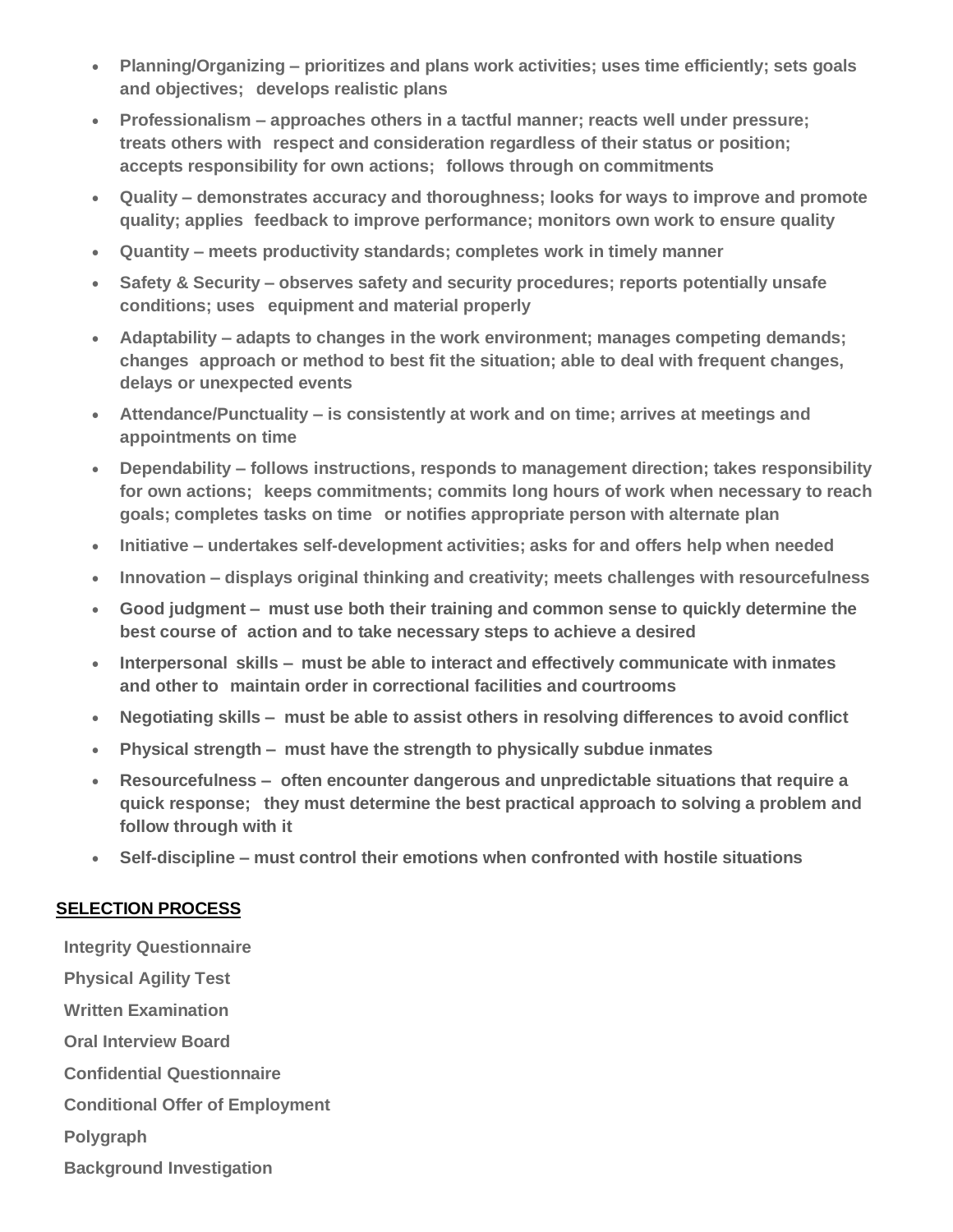- **Planning/Organizing – prioritizes and plans work activities; uses time efficiently; sets goals and objectives; develops realistic plans**
- **Professionalism – approaches others in a tactful manner; reacts well under pressure; treats others with respect and consideration regardless of their status or position; accepts responsibility for own actions; follows through on commitments**
- **Quality – demonstrates accuracy and thoroughness; looks for ways to improve and promote quality; applies feedback to improve performance; monitors own work to ensure quality**
- **Quantity – meets productivity standards; completes work in timely manner**
- **Safety & Security – observes safety and security procedures; reports potentially unsafe conditions; uses equipment and material properly**
- **Adaptability – adapts to changes in the work environment; manages competing demands; changes approach or method to best fit the situation; able to deal with frequent changes, delays or unexpected events**
- **Attendance/Punctuality – is consistently at work and on time; arrives at meetings and appointments on time**
- **Dependability – follows instructions, responds to management direction; takes responsibility for own actions; keeps commitments; commits long hours of work when necessary to reach goals; completes tasks on time or notifies appropriate person with alternate plan**
- **Initiative – undertakes self-development activities; asks for and offers help when needed**
- **Innovation – displays original thinking and creativity; meets challenges with resourcefulness**
- **Good judgment – must use both their training and common sense to quickly determine the best course of action and to take necessary steps to achieve a desired**
- **Interpersonal skills – must be able to interact and effectively communicate with inmates and other to maintain order in correctional facilities and courtrooms**
- **Negotiating skills – must be able to assist others in resolving differences to avoid conflict**
- **Physical strength – must have the strength to physically subdue inmates**
- **Resourcefulness – often encounter dangerous and unpredictable situations that require a quick response; they must determine the best practical approach to solving a problem and follow through with it**
- **Self-discipline – must control their emotions when confronted with hostile situations**

## SELECTION PROCESS

**Integrity Questionnaire**

**Physical Agility Test**

**Written Examination**

**Oral Interview Board**

**Confidential Questionnaire**

**Conditional Offer of Employment**

**Polygraph**

**Background Investigation**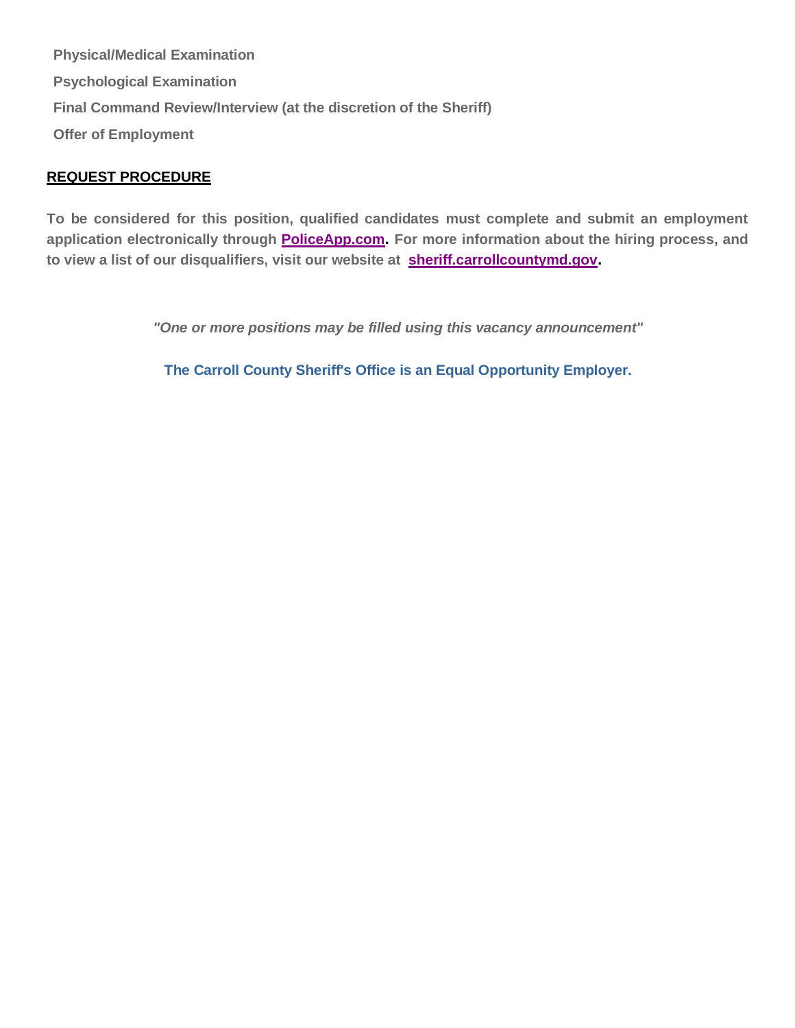**Physical/Medical Examination**

**Psychological Examination**

**Final Command Review/Interview (at the discretion of the Sheriff)**

**Offer of Employment**

## REQUEST PROCEDURE

**To be considered for this position, qualified candidates must complete and submit an employment application electronically through PoliceApp.com. For more information about the hiring process, and to view a list of our disqualifiers, visit our website at sheriff.carrollcountymd.gov.**

***"One or more positions may be filled using this vacancy announcement"***

**The Carroll County Sheriff's Office is an Equal Opportunity Employer.**